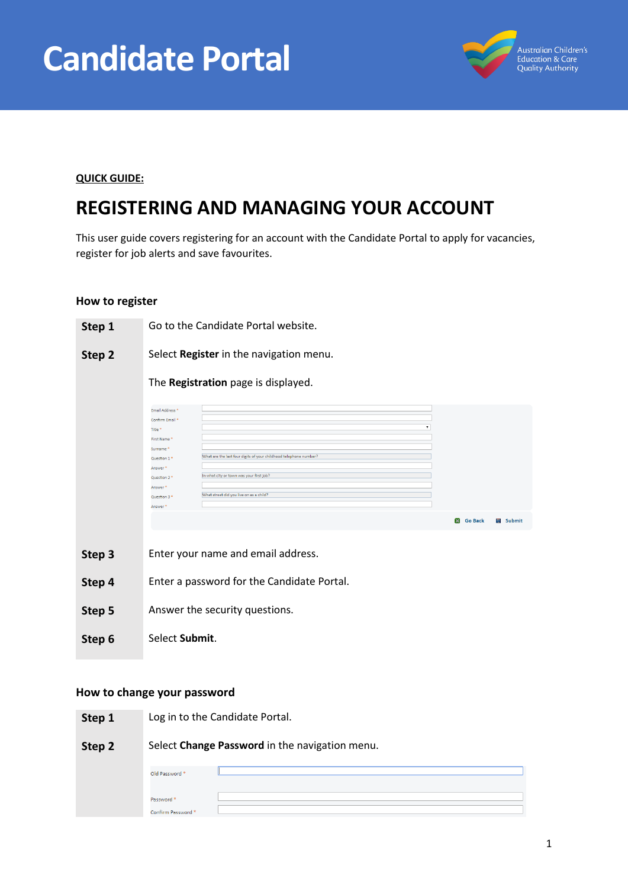# Candidate Portal

Australian Children's Education & Care Quality Authority

**QUICK GUIDE:**

## REGISTERING AND MANAGING YOUR ACCOUNT

This user guide covers registering for an account with the Candidate Portal to apply for vacancies, register for job alerts and save favourites.

### How to register

| | |
|---|---|
| **Step 1** | Go to the Candidate Portal website. |
| **Step 2** | Select **Register** in the navigation menu.<br><br>The **Registration** page is displayed. |
| **Step 3** | Enter your name and email address. |
| **Step 4** | Enter a password for the Candidate Portal. |
| **Step 5** | Answer the security questions. |
| **Step 6** | Select **Submit**. |

### How to change your password

| | |
|---|---|
| **Step 1** | Log in to the Candidate Portal. |
| **Step 2** | Select **Change Password** in the navigation menu. |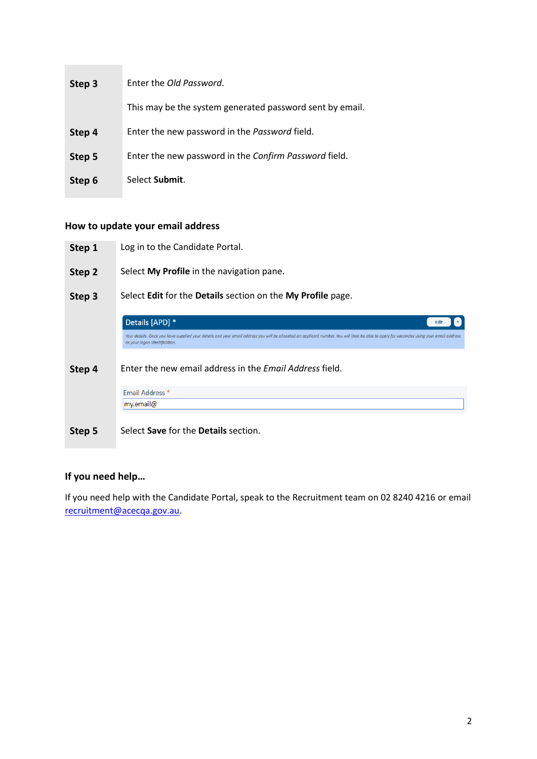| | |
|---|---|
| **Step 3** | Enter the *Old Password*. |
| | This may be the system generated password sent by email. |
| **Step 4** | Enter the new password in the *Password* field. |
| **Step 5** | Enter the new password in the *Confirm Password* field. |
| **Step 6** | Select **Submit**. |

### How to update your email address

| | |
|---|---|
| **Step 1** | Log in to the Candidate Portal. |
| **Step 2** | Select **My Profile** in the navigation pane. |
| **Step 3** | Select **Edit** for the **Details** section on the **My Profile** page. |
| | Details [APD] * Edit<br>*Your details. Once you have supplied your details and your email address you will be allocated an applicant number. You will then be able to apply for vacancies using your email address as your logon identification.* |
| **Step 4** | Enter the new email address in the *Email Address* field. |
| | Email Address *<br>my.email@ |
| **Step 5** | Select **Save** for the **Details** section. |

### If you need help…

If you need help with the Candidate Portal, speak to the Recruitment team on 02 8240 4216 or email recruitment@acecqa.gov.au.